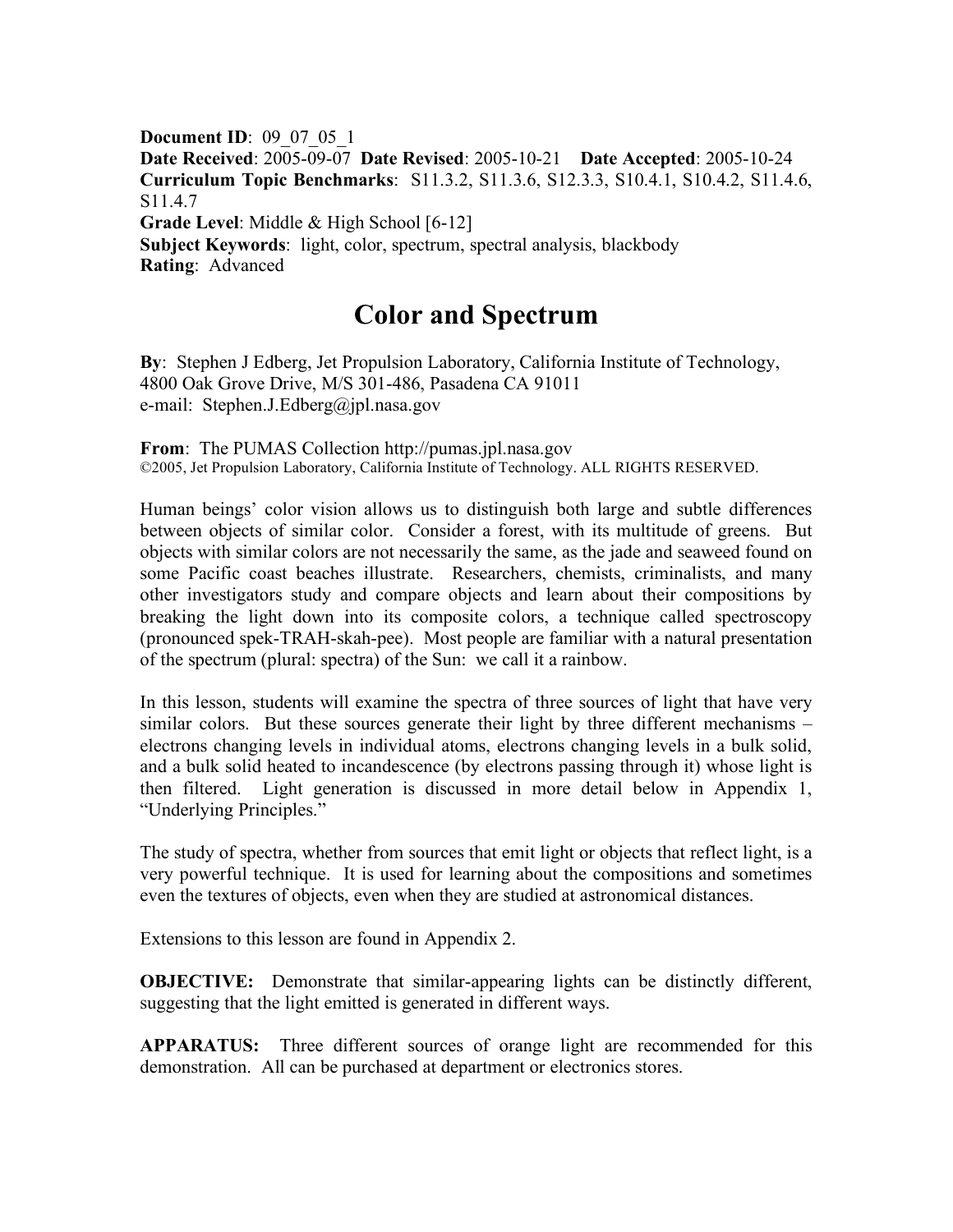**Document ID**: 09_07_05_1
**Date Received**: 2005-09-07 **Date Revised**: 2005-10-21 **Date Accepted**: 2005-10-24
**Curriculum Topic Benchmarks**: S11.3.2, S11.3.6, S12.3.3, S10.4.1, S10.4.2, S11.4.6, S11.4.7
**Grade Level**: Middle & High School [6-12]
**Subject Keywords**: light, color, spectrum, spectral analysis, blackbody
**Rating**: Advanced

# Color and Spectrum

**By**: Stephen J Edberg, Jet Propulsion Laboratory, California Institute of Technology, 4800 Oak Grove Drive, M/S 301-486, Pasadena CA 91011
e-mail: Stephen.J.Edberg@jpl.nasa.gov

**From**: The PUMAS Collection http://pumas.jpl.nasa.gov
©2005, Jet Propulsion Laboratory, California Institute of Technology. ALL RIGHTS RESERVED.

Human beings' color vision allows us to distinguish both large and subtle differences between objects of similar color. Consider a forest, with its multitude of greens. But objects with similar colors are not necessarily the same, as the jade and seaweed found on some Pacific coast beaches illustrate. Researchers, chemists, criminalists, and many other investigators study and compare objects and learn about their compositions by breaking the light down into its composite colors, a technique called spectroscopy (pronounced spek-TRAH-skah-pee). Most people are familiar with a natural presentation of the spectrum (plural: spectra) of the Sun: we call it a rainbow.

In this lesson, students will examine the spectra of three sources of light that have very similar colors. But these sources generate their light by three different mechanisms – electrons changing levels in individual atoms, electrons changing levels in a bulk solid, and a bulk solid heated to incandescence (by electrons passing through it) whose light is then filtered. Light generation is discussed in more detail below in Appendix 1, "Underlying Principles."

The study of spectra, whether from sources that emit light or objects that reflect light, is a very powerful technique. It is used for learning about the compositions and sometimes even the textures of objects, even when they are studied at astronomical distances.

Extensions to this lesson are found in Appendix 2.

**OBJECTIVE:** Demonstrate that similar-appearing lights can be distinctly different, suggesting that the light emitted is generated in different ways.

**APPARATUS:** Three different sources of orange light are recommended for this demonstration. All can be purchased at department or electronics stores.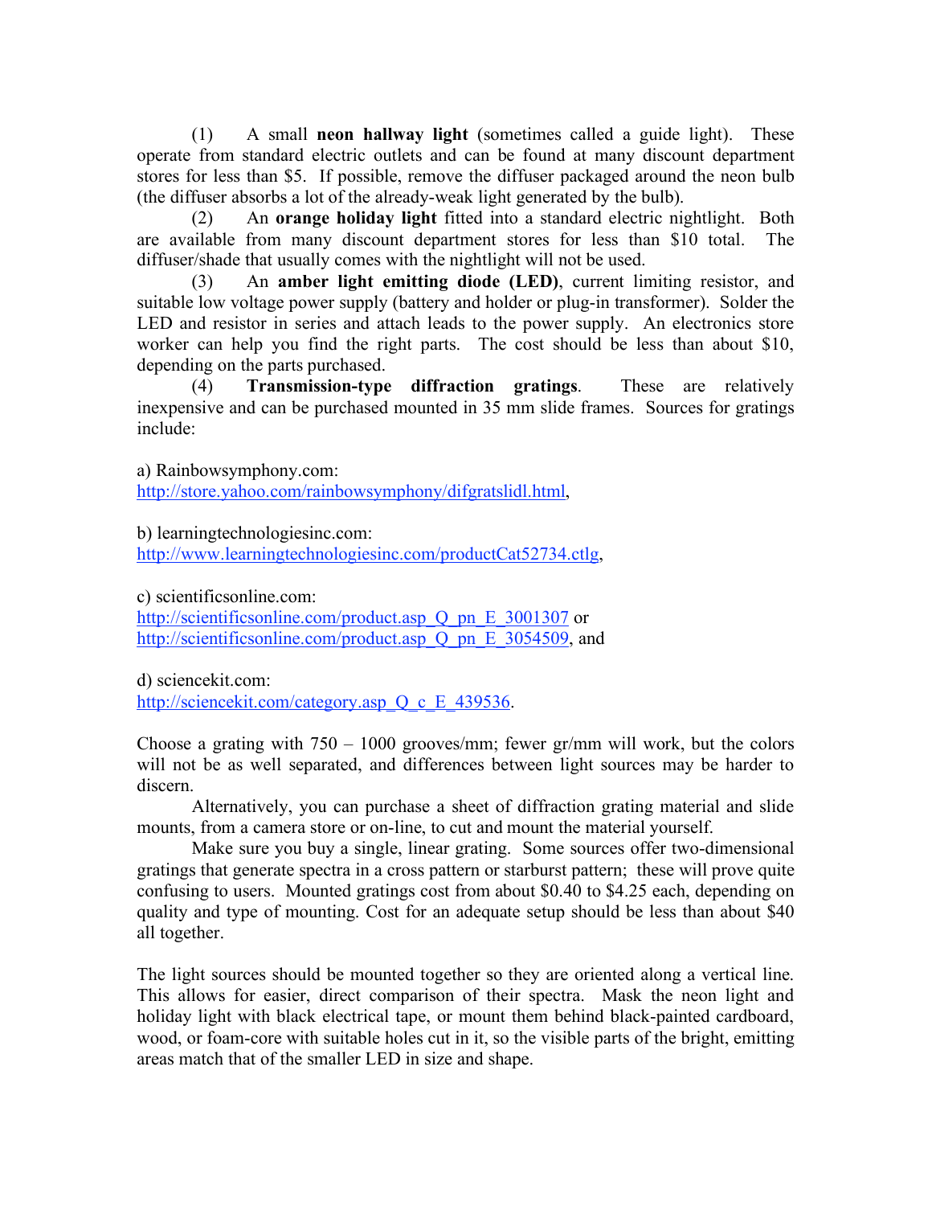(1) A small **neon hallway light** (sometimes called a guide light). These operate from standard electric outlets and can be found at many discount department stores for less than $5. If possible, remove the diffuser packaged around the neon bulb (the diffuser absorbs a lot of the already-weak light generated by the bulb).

(2) An **orange holiday light** fitted into a standard electric nightlight. Both are available from many discount department stores for less than $10 total. The diffuser/shade that usually comes with the nightlight will not be used.

(3) An **amber light emitting diode (LED)**, current limiting resistor, and suitable low voltage power supply (battery and holder or plug-in transformer). Solder the LED and resistor in series and attach leads to the power supply. An electronics store worker can help you find the right parts. The cost should be less than about $10, depending on the parts purchased.

(4) **Transmission-type diffraction gratings**. These are relatively inexpensive and can be purchased mounted in 35 mm slide frames. Sources for gratings include:

a) Rainbowsymphony.com:
[http://store.yahoo.com/rainbowsymphony/difgratslidl.html](http://store.yahoo.com/rainbowsymphony/difgratslidl.html),

b) learningtechnologiesinc.com:
[http://www.learningtechnologiesinc.com/productCat52734.ctlg](http://www.learningtechnologiesinc.com/productCat52734.ctlg),

c) scientificsonline.com:
[http://scientificsonline.com/product.asp_Q_pn_E_3001307](http://scientificsonline.com/product.asp_Q_pn_E_3001307) or
[http://scientificsonline.com/product.asp_Q_pn_E_3054509](http://scientificsonline.com/product.asp_Q_pn_E_3054509), and

d) sciencekit.com:
[http://sciencekit.com/category.asp_Q_c_E_439536](http://sciencekit.com/category.asp_Q_c_E_439536).

Choose a grating with 750 – 1000 grooves/mm; fewer gr/mm will work, but the colors will not be as well separated, and differences between light sources may be harder to discern.

Alternatively, you can purchase a sheet of diffraction grating material and slide mounts, from a camera store or on-line, to cut and mount the material yourself.

Make sure you buy a single, linear grating. Some sources offer two-dimensional gratings that generate spectra in a cross pattern or starburst pattern; these will prove quite confusing to users. Mounted gratings cost from about $0.40 to $4.25 each, depending on quality and type of mounting. Cost for an adequate setup should be less than about $40 all together.

The light sources should be mounted together so they are oriented along a vertical line. This allows for easier, direct comparison of their spectra. Mask the neon light and holiday light with black electrical tape, or mount them behind black-painted cardboard, wood, or foam-core with suitable holes cut in it, so the visible parts of the bright, emitting areas match that of the smaller LED in size and shape.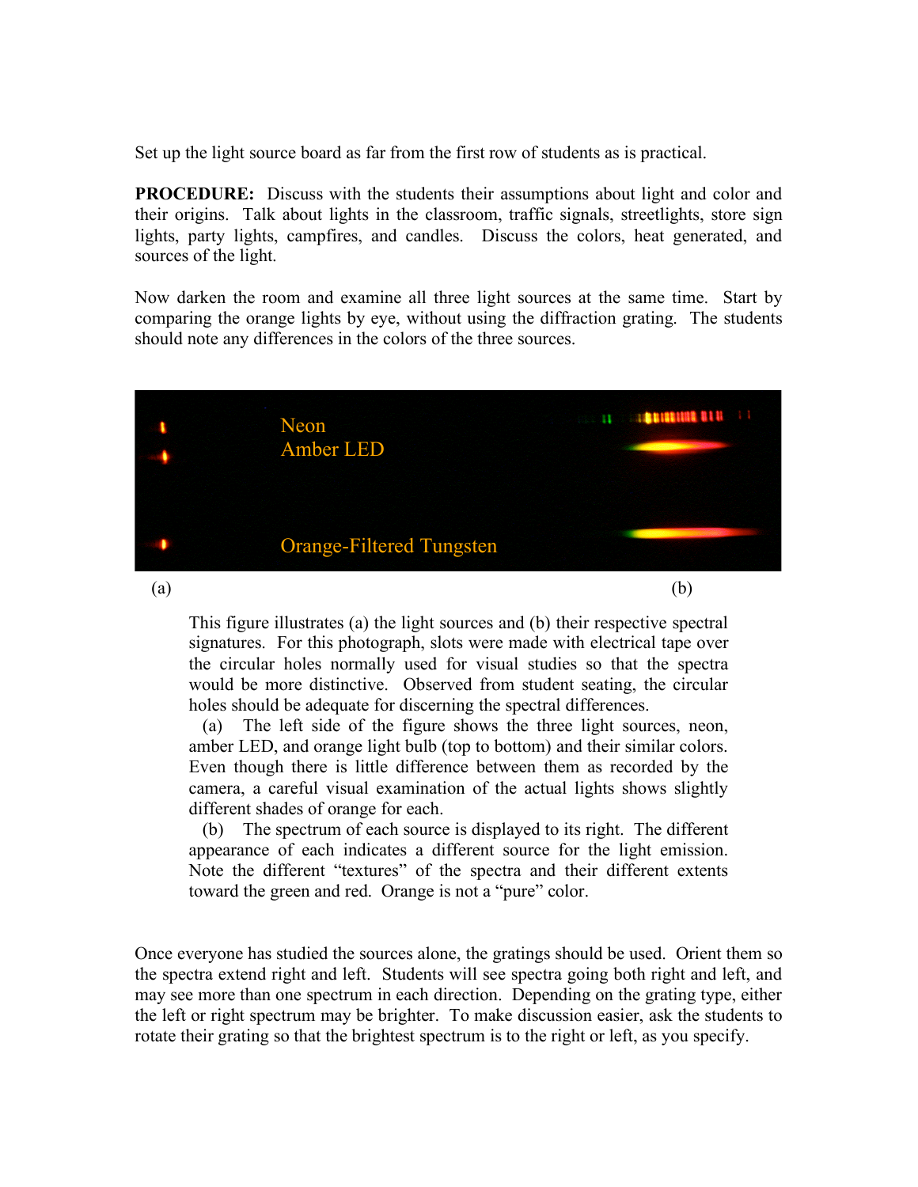Set up the light source board as far from the first row of students as is practical.

**PROCEDURE:** Discuss with the students their assumptions about light and color and their origins. Talk about lights in the classroom, traffic signals, streetlights, store sign lights, party lights, campfires, and candles. Discuss the colors, heat generated, and sources of the light.

Now darken the room and examine all three light sources at the same time. Start by comparing the orange lights by eye, without using the diffraction grating. The students should note any differences in the colors of the three sources.

Neon
Amber LED

Orange-Filtered Tungsten

(a) (b)

This figure illustrates (a) the light sources and (b) their respective spectral signatures. For this photograph, slots were made with electrical tape over the circular holes normally used for visual studies so that the spectra would be more distinctive. Observed from student seating, the circular holes should be adequate for discerning the spectral differences.

(a) The left side of the figure shows the three light sources, neon, amber LED, and orange light bulb (top to bottom) and their similar colors. Even though there is little difference between them as recorded by the camera, a careful visual examination of the actual lights shows slightly different shades of orange for each.

(b) The spectrum of each source is displayed to its right. The different appearance of each indicates a different source for the light emission. Note the different "textures" of the spectra and their different extents toward the green and red. Orange is not a "pure" color.

Once everyone has studied the sources alone, the gratings should be used. Orient them so the spectra extend right and left. Students will see spectra going both right and left, and may see more than one spectrum in each direction. Depending on the grating type, either the left or right spectrum may be brighter. To make discussion easier, ask the students to rotate their grating so that the brightest spectrum is to the right or left, as you specify.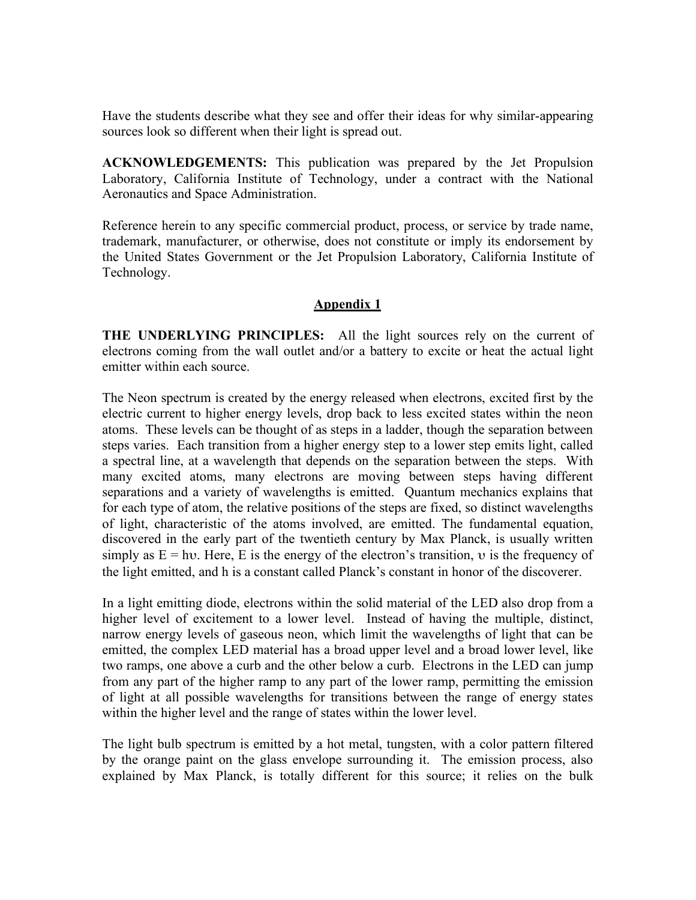Have the students describe what they see and offer their ideas for why similar-appearing sources look so different when their light is spread out.

**ACKNOWLEDGEMENTS:** This publication was prepared by the Jet Propulsion Laboratory, California Institute of Technology, under a contract with the National Aeronautics and Space Administration.

Reference herein to any specific commercial product, process, or service by trade name, trademark, manufacturer, or otherwise, does not constitute or imply its endorsement by the United States Government or the Jet Propulsion Laboratory, California Institute of Technology.

## Appendix 1

**THE UNDERLYING PRINCIPLES:** All the light sources rely on the current of electrons coming from the wall outlet and/or a battery to excite or heat the actual light emitter within each source.

The Neon spectrum is created by the energy released when electrons, excited first by the electric current to higher energy levels, drop back to less excited states within the neon atoms. These levels can be thought of as steps in a ladder, though the separation between steps varies. Each transition from a higher energy step to a lower step emits light, called a spectral line, at a wavelength that depends on the separation between the steps. With many excited atoms, many electrons are moving between steps having different separations and a variety of wavelengths is emitted. Quantum mechanics explains that for each type of atom, the relative positions of the steps are fixed, so distinct wavelengths of light, characteristic of the atoms involved, are emitted. The fundamental equation, discovered in the early part of the twentieth century by Max Planck, is usually written simply as $E = h\upsilon$. Here, E is the energy of the electron's transition, $\upsilon$ is the frequency of the light emitted, and h is a constant called Planck's constant in honor of the discoverer.

In a light emitting diode, electrons within the solid material of the LED also drop from a higher level of excitement to a lower level. Instead of having the multiple, distinct, narrow energy levels of gaseous neon, which limit the wavelengths of light that can be emitted, the complex LED material has a broad upper level and a broad lower level, like two ramps, one above a curb and the other below a curb. Electrons in the LED can jump from any part of the higher ramp to any part of the lower ramp, permitting the emission of light at all possible wavelengths for transitions between the range of energy states within the higher level and the range of states within the lower level.

The light bulb spectrum is emitted by a hot metal, tungsten, with a color pattern filtered by the orange paint on the glass envelope surrounding it. The emission process, also explained by Max Planck, is totally different for this source; it relies on the bulk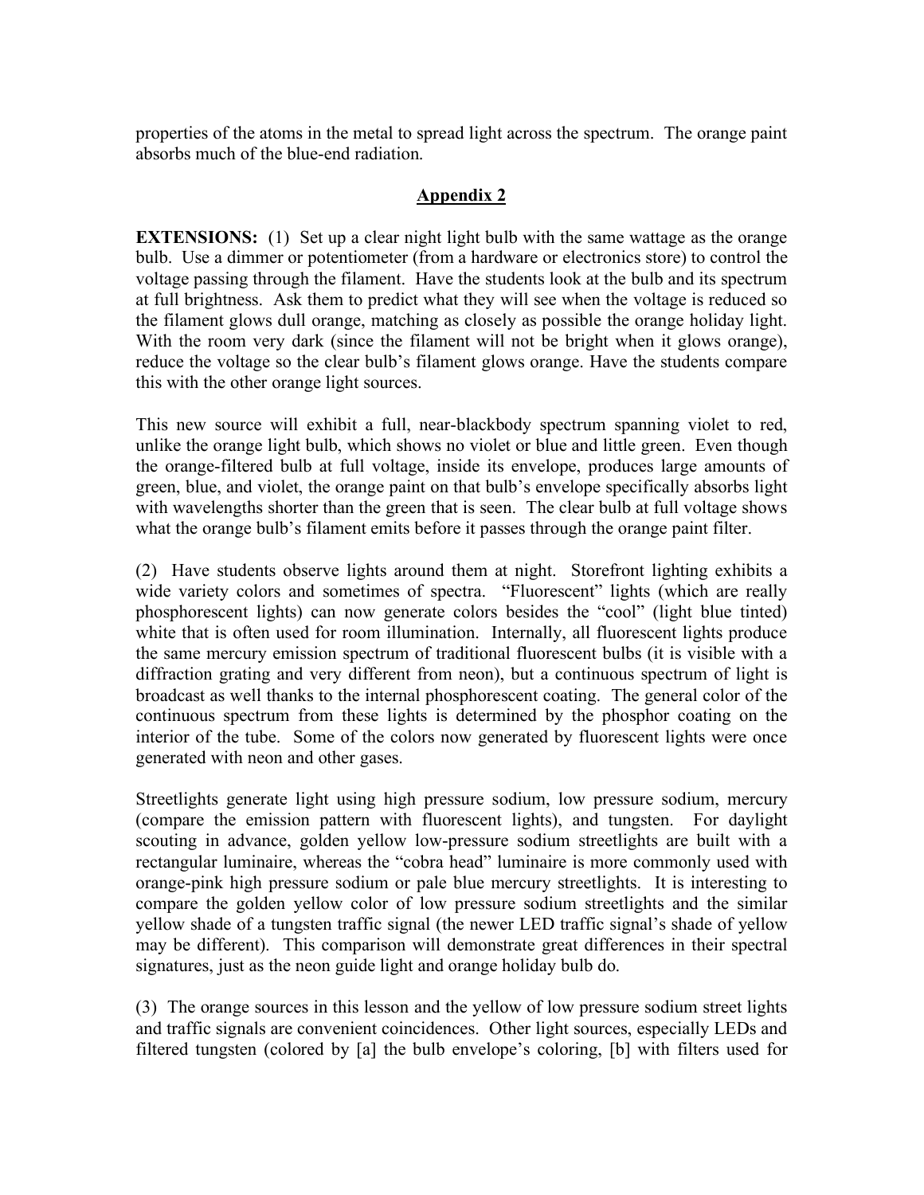properties of the atoms in the metal to spread light across the spectrum. The orange paint absorbs much of the blue-end radiation.

## Appendix 2

**EXTENSIONS:** (1) Set up a clear night light bulb with the same wattage as the orange bulb. Use a dimmer or potentiometer (from a hardware or electronics store) to control the voltage passing through the filament. Have the students look at the bulb and its spectrum at full brightness. Ask them to predict what they will see when the voltage is reduced so the filament glows dull orange, matching as closely as possible the orange holiday light. With the room very dark (since the filament will not be bright when it glows orange), reduce the voltage so the clear bulb's filament glows orange. Have the students compare this with the other orange light sources.

This new source will exhibit a full, near-blackbody spectrum spanning violet to red, unlike the orange light bulb, which shows no violet or blue and little green. Even though the orange-filtered bulb at full voltage, inside its envelope, produces large amounts of green, blue, and violet, the orange paint on that bulb's envelope specifically absorbs light with wavelengths shorter than the green that is seen. The clear bulb at full voltage shows what the orange bulb's filament emits before it passes through the orange paint filter.

(2) Have students observe lights around them at night. Storefront lighting exhibits a wide variety colors and sometimes of spectra. "Fluorescent" lights (which are really phosphorescent lights) can now generate colors besides the "cool" (light blue tinted) white that is often used for room illumination. Internally, all fluorescent lights produce the same mercury emission spectrum of traditional fluorescent bulbs (it is visible with a diffraction grating and very different from neon), but a continuous spectrum of light is broadcast as well thanks to the internal phosphorescent coating. The general color of the continuous spectrum from these lights is determined by the phosphor coating on the interior of the tube. Some of the colors now generated by fluorescent lights were once generated with neon and other gases.

Streetlights generate light using high pressure sodium, low pressure sodium, mercury (compare the emission pattern with fluorescent lights), and tungsten. For daylight scouting in advance, golden yellow low-pressure sodium streetlights are built with a rectangular luminaire, whereas the "cobra head" luminaire is more commonly used with orange-pink high pressure sodium or pale blue mercury streetlights. It is interesting to compare the golden yellow color of low pressure sodium streetlights and the similar yellow shade of a tungsten traffic signal (the newer LED traffic signal's shade of yellow may be different). This comparison will demonstrate great differences in their spectral signatures, just as the neon guide light and orange holiday bulb do.

(3) The orange sources in this lesson and the yellow of low pressure sodium street lights and traffic signals are convenient coincidences. Other light sources, especially LEDs and filtered tungsten (colored by [a] the bulb envelope's coloring, [b] with filters used for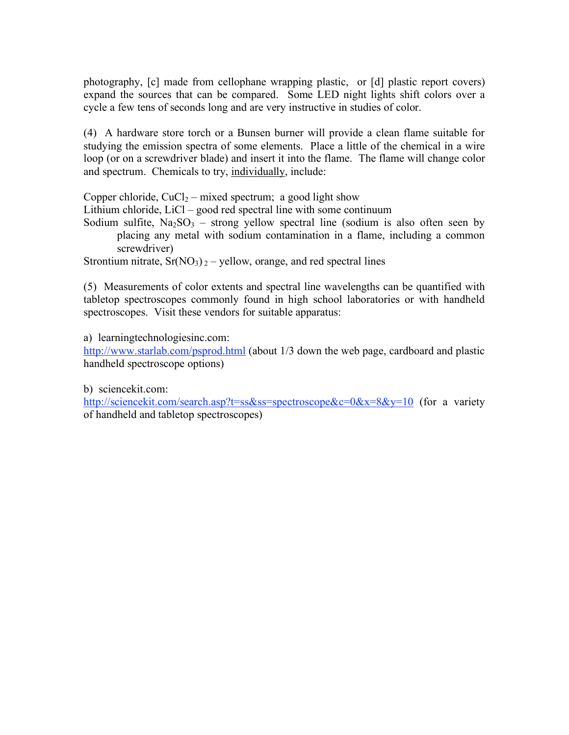photography, [c] made from cellophane wrapping plastic, or [d] plastic report covers) expand the sources that can be compared. Some LED night lights shift colors over a cycle a few tens of seconds long and are very instructive in studies of color.

(4) A hardware store torch or a Bunsen burner will provide a clean flame suitable for studying the emission spectra of some elements. Place a little of the chemical in a wire loop (or on a screwdriver blade) and insert it into the flame. The flame will change color and spectrum. Chemicals to try, <u>individually</u>, include:

Copper chloride, $CuCl_2$ – mixed spectrum; a good light show
Lithium chloride, LiCl – good red spectral line with some continuum
Sodium sulfite, $Na_2SO_3$ – strong yellow spectral line (sodium is also often seen by placing any metal with sodium contamination in a flame, including a common screwdriver)
Strontium nitrate, $Sr(NO_3)_2$ – yellow, orange, and red spectral lines

(5) Measurements of color extents and spectral line wavelengths can be quantified with tabletop spectroscopes commonly found in high school laboratories or with handheld spectroscopes. Visit these vendors for suitable apparatus:

a) learningtechnologiesinc.com:
[http://www.starlab.com/psprod.html](http://www.starlab.com/psprod.html) (about 1/3 down the web page, cardboard and plastic handheld spectroscope options)

b) sciencekit.com:
[http://sciencekit.com/search.asp?t=ss&ss=spectroscope&c=0&x=8&y=10](http://sciencekit.com/search.asp?t=ss&ss=spectroscope&c=0&x=8&y=10) (for a variety of handheld and tabletop spectroscopes)